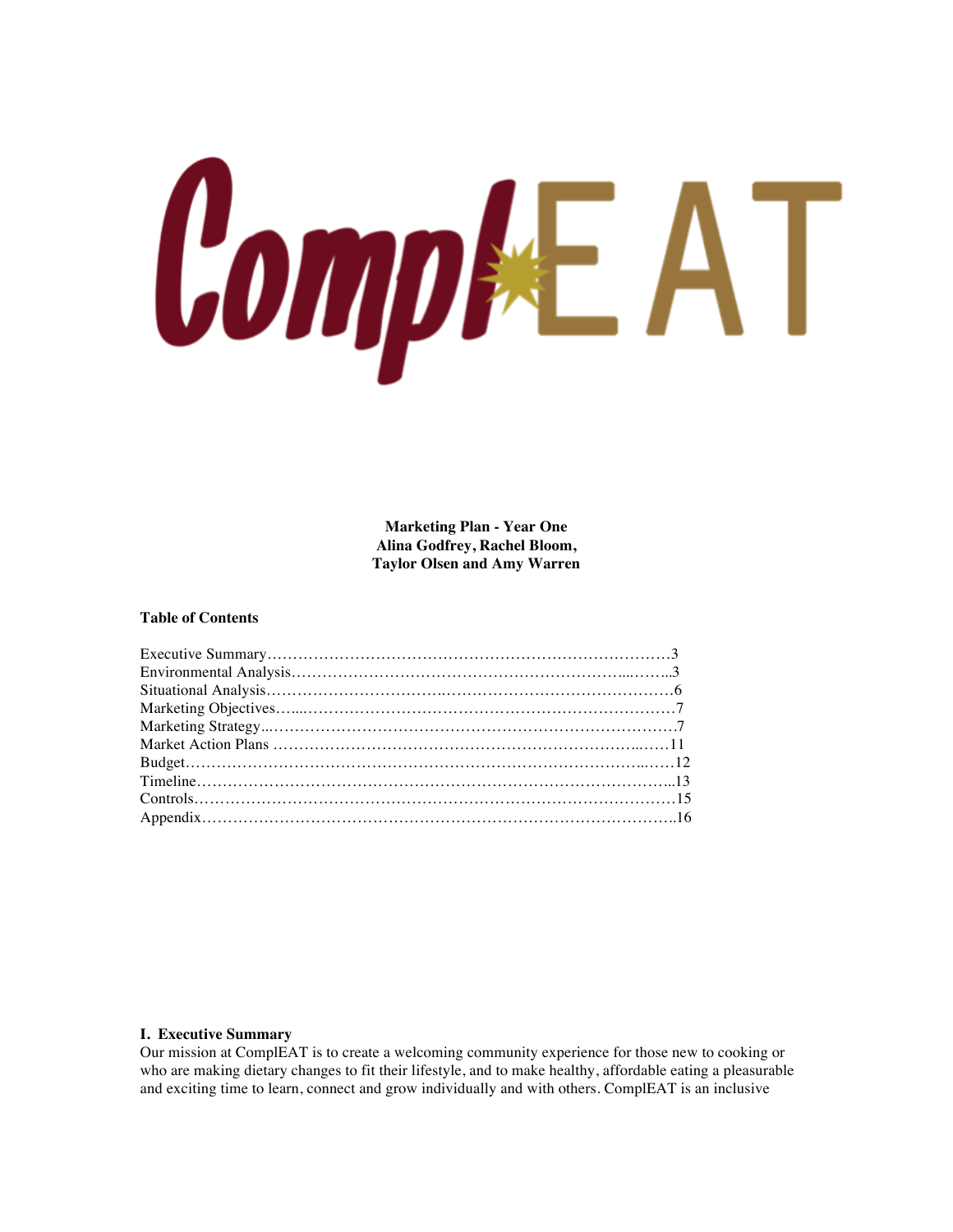# ComplEAT

**Marketing Plan - Year One**
**Alina Godfrey, Rachel Bloom,**
**Taylor Olsen and Amy Warren**

**Table of Contents**

Executive Summary……………………………………………………………………3
Environmental Analysis……………………………………………………...……..3
Situational Analysis……………………………………………………………………6
Marketing Objectives…...…………………………………………………………….7
Marketing Strategy...…………………………………………………………………7
Market Action Plans ……………………………………………………………...……11
Budget…………………………………………………………………………………..……12
Timeline……………………………………………………………………………………..13
Controls……………………………………………………………………………………15
Appendix……………………………………………………………………………………..16

## I. Executive Summary

Our mission at ComplEAT is to create a welcoming community experience for those new to cooking or who are making dietary changes to fit their lifestyle, and to make healthy, affordable eating a pleasurable and exciting time to learn, connect and grow individually and with others. ComplEAT is an inclusive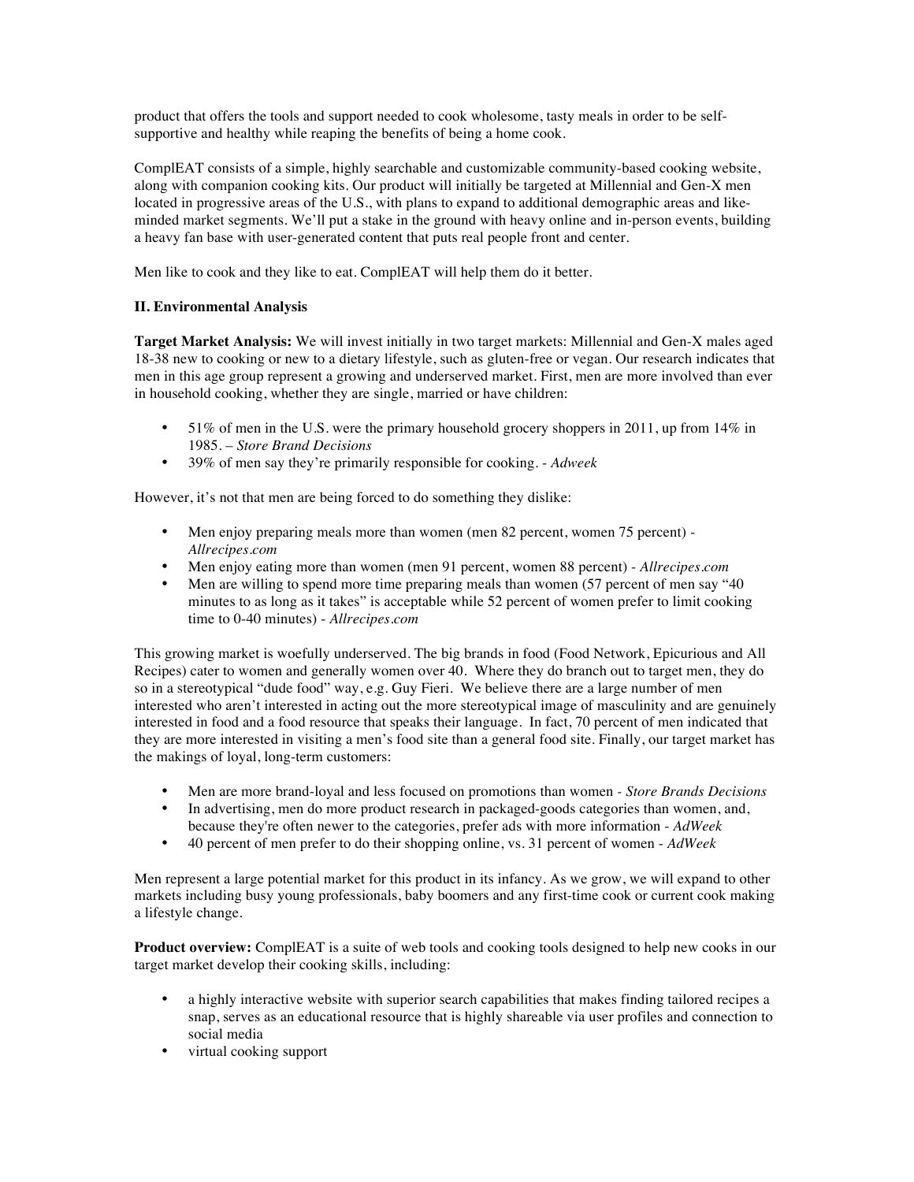product that offers the tools and support needed to cook wholesome, tasty meals in order to be self-supportive and healthy while reaping the benefits of being a home cook.

ComplEAT consists of a simple, highly searchable and customizable community-based cooking website, along with companion cooking kits. Our product will initially be targeted at Millennial and Gen-X men located in progressive areas of the U.S., with plans to expand to additional demographic areas and like-minded market segments. We'll put a stake in the ground with heavy online and in-person events, building a heavy fan base with user-generated content that puts real people front and center.

Men like to cook and they like to eat. ComplEAT will help them do it better.

**II. Environmental Analysis**

**Target Market Analysis:** We will invest initially in two target markets: Millennial and Gen-X males aged 18-38 new to cooking or new to a dietary lifestyle, such as gluten-free or vegan. Our research indicates that men in this age group represent a growing and underserved market. First, men are more involved than ever in household cooking, whether they are single, married or have children:

- 51% of men in the U.S. were the primary household grocery shoppers in 2011, up from 14% in 1985. – *Store Brand Decisions*
- 39% of men say they're primarily responsible for cooking. - *Adweek*

However, it's not that men are being forced to do something they dislike:

- Men enjoy preparing meals more than women (men 82 percent, women 75 percent) - *Allrecipes.com*
- Men enjoy eating more than women (men 91 percent, women 88 percent) - *Allrecipes.com*
- Men are willing to spend more time preparing meals than women (57 percent of men say "40 minutes to as long as it takes" is acceptable while 52 percent of women prefer to limit cooking time to 0-40 minutes) - *Allrecipes.com*

This growing market is woefully underserved. The big brands in food (Food Network, Epicurious and All Recipes) cater to women and generally women over 40. Where they do branch out to target men, they do so in a stereotypical "dude food" way, e.g. Guy Fieri. We believe there are a large number of men interested who aren't interested in acting out the more stereotypical image of masculinity and are genuinely interested in food and a food resource that speaks their language. In fact, 70 percent of men indicated that they are more interested in visiting a men's food site than a general food site. Finally, our target market has the makings of loyal, long-term customers:

- Men are more brand-loyal and less focused on promotions than women - *Store Brands Decisions*
- In advertising, men do more product research in packaged-goods categories than women, and, because they're often newer to the categories, prefer ads with more information - *AdWeek*
- 40 percent of men prefer to do their shopping online, vs. 31 percent of women - *AdWeek*

Men represent a large potential market for this product in its infancy. As we grow, we will expand to other markets including busy young professionals, baby boomers and any first-time cook or current cook making a lifestyle change.

**Product overview:** ComplEAT is a suite of web tools and cooking tools designed to help new cooks in our target market develop their cooking skills, including:

- a highly interactive website with superior search capabilities that makes finding tailored recipes a snap, serves as an educational resource that is highly shareable via user profiles and connection to social media
- virtual cooking support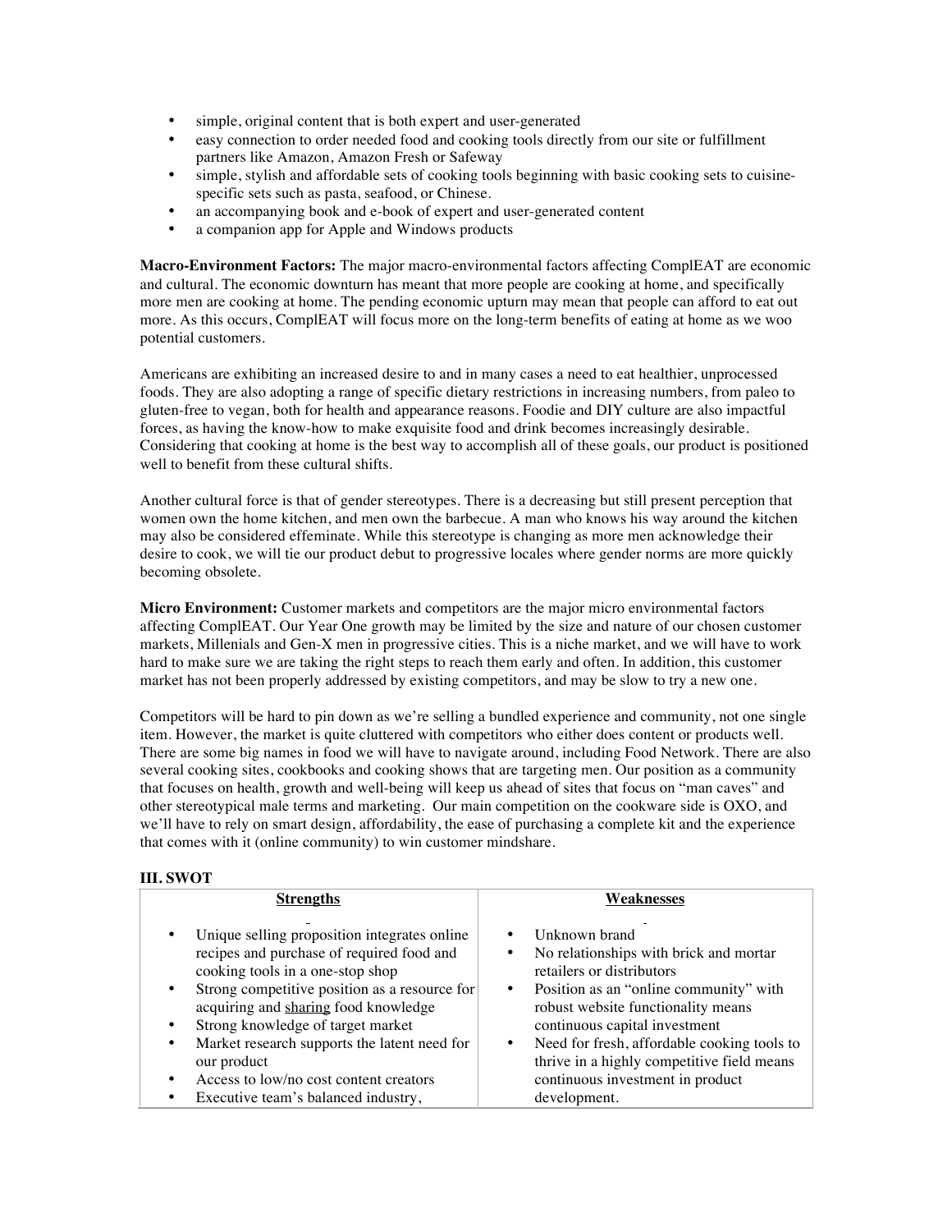- simple, original content that is both expert and user-generated
- easy connection to order needed food and cooking tools directly from our site or fulfillment partners like Amazon, Amazon Fresh or Safeway
- simple, stylish and affordable sets of cooking tools beginning with basic cooking sets to cuisine-specific sets such as pasta, seafood, or Chinese.
- an accompanying book and e-book of expert and user-generated content
- a companion app for Apple and Windows products

**Macro-Environment Factors:** The major macro-environmental factors affecting ComplEAT are economic and cultural. The economic downturn has meant that more people are cooking at home, and specifically more men are cooking at home. The pending economic upturn may mean that people can afford to eat out more. As this occurs, ComplEAT will focus more on the long-term benefits of eating at home as we woo potential customers.

Americans are exhibiting an increased desire to and in many cases a need to eat healthier, unprocessed foods. They are also adopting a range of specific dietary restrictions in increasing numbers, from paleo to gluten-free to vegan, both for health and appearance reasons. Foodie and DIY culture are also impactful forces, as having the know-how to make exquisite food and drink becomes increasingly desirable. Considering that cooking at home is the best way to accomplish all of these goals, our product is positioned well to benefit from these cultural shifts.

Another cultural force is that of gender stereotypes. There is a decreasing but still present perception that women own the home kitchen, and men own the barbecue. A man who knows his way around the kitchen may also be considered effeminate. While this stereotype is changing as more men acknowledge their desire to cook, we will tie our product debut to progressive locales where gender norms are more quickly becoming obsolete.

**Micro Environment:** Customer markets and competitors are the major micro environmental factors affecting ComplEAT. Our Year One growth may be limited by the size and nature of our chosen customer markets, Millenials and Gen-X men in progressive cities. This is a niche market, and we will have to work hard to make sure we are taking the right steps to reach them early and often. In addition, this customer market has not been properly addressed by existing competitors, and may be slow to try a new one.

Competitors will be hard to pin down as we're selling a bundled experience and community, not one single item. However, the market is quite cluttered with competitors who either does content or products well. There are some big names in food we will have to navigate around, including Food Network. There are also several cooking sites, cookbooks and cooking shows that are targeting men. Our position as a community that focuses on health, growth and well-being will keep us ahead of sites that focus on "man caves" and other stereotypical male terms and marketing. Our main competition on the cookware side is OXO, and we'll have to rely on smart design, affordability, the ease of purchasing a complete kit and the experience that comes with it (online community) to win customer mindshare.

**III. SWOT**

| **Strengths** | **Weaknesses** |
|---|---|
| • Unique selling proposition integrates online recipes and purchase of required food and cooking tools in a one-stop shop<br>• Strong competitive position as a resource for acquiring and sharing food knowledge<br>• Strong knowledge of target market<br>• Market research supports the latent need for our product<br>• Access to low/no cost content creators<br>• Executive team's balanced industry, | • Unknown brand<br>• No relationships with brick and mortar retailers or distributors<br>• Position as an "online community" with robust website functionality means continuous capital investment<br>• Need for fresh, affordable cooking tools to thrive in a highly competitive field means continuous investment in product development. |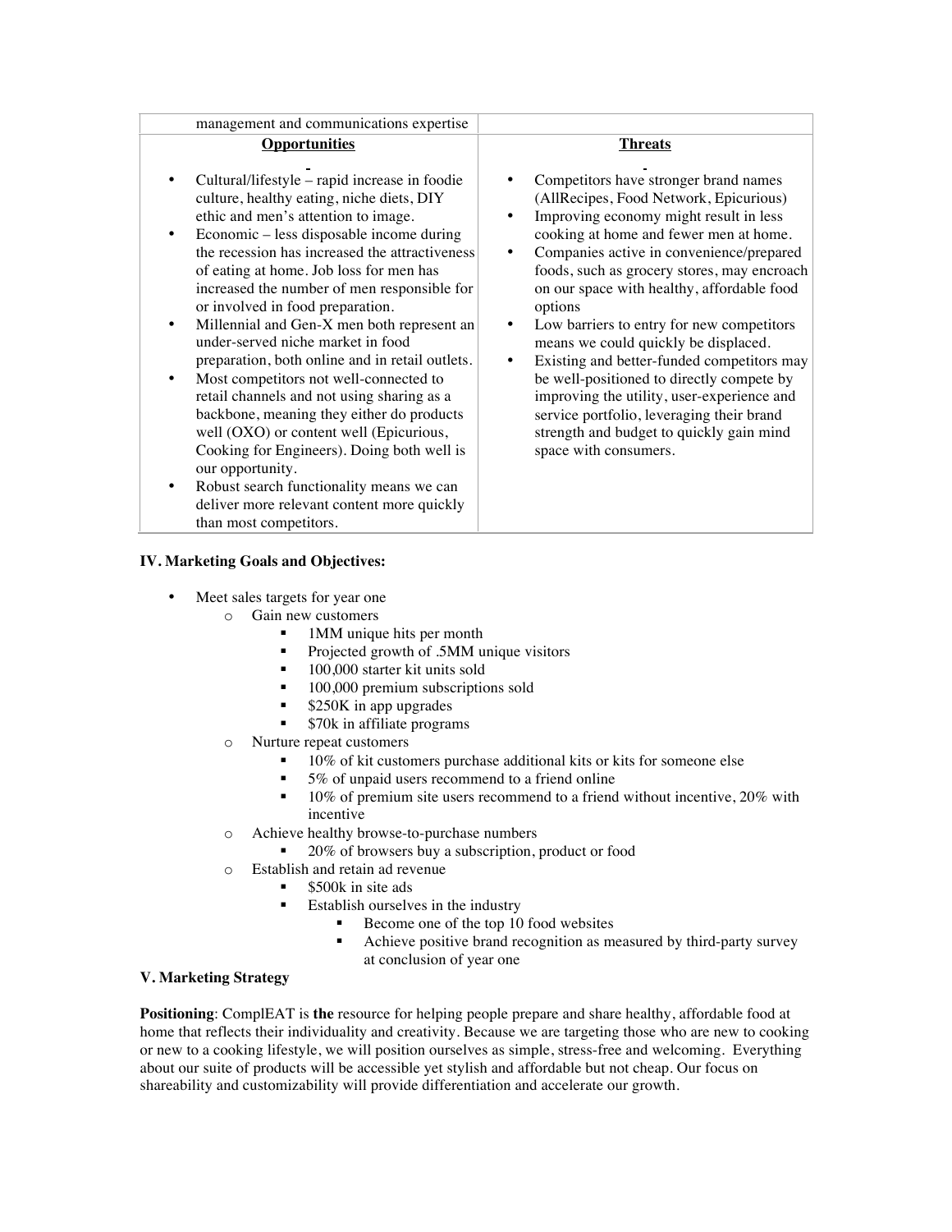| | |
|---|---|
| management and communications expertise | |
| **Opportunities** | **Threats** |
| • Cultural/lifestyle – rapid increase in foodie culture, healthy eating, niche diets, DIY ethic and men's attention to image.<br>• Economic – less disposable income during the recession has increased the attractiveness of eating at home. Job loss for men has increased the number of men responsible for or involved in food preparation.<br>• Millennial and Gen-X men both represent an under-served niche market in food preparation, both online and in retail outlets.<br>• Most competitors not well-connected to retail channels and not using sharing as a backbone, meaning they either do products well (OXO) or content well (Epicurious, Cooking for Engineers). Doing both well is our opportunity.<br>• Robust search functionality means we can deliver more relevant content more quickly than most competitors. | • Competitors have stronger brand names (AllRecipes, Food Network, Epicurious)<br>• Improving economy might result in less cooking at home and fewer men at home.<br>• Companies active in convenience/prepared foods, such as grocery stores, may encroach on our space with healthy, affordable food options<br>• Low barriers to entry for new competitors means we could quickly be displaced.<br>• Existing and better-funded competitors may be well-positioned to directly compete by improving the utility, user-experience and service portfolio, leveraging their brand strength and budget to quickly gain mind space with consumers. |

**IV. Marketing Goals and Objectives:**

- Meet sales targets for year one
  - Gain new customers
    - 1MM unique hits per month
    - Projected growth of .5MM unique visitors
    - 100,000 starter kit units sold
    - 100,000 premium subscriptions sold
    - $250K in app upgrades
    - $70k in affiliate programs
  - Nurture repeat customers
    - 10% of kit customers purchase additional kits or kits for someone else
    - 5% of unpaid users recommend to a friend online
    - 10% of premium site users recommend to a friend without incentive, 20% with incentive
  - Achieve healthy browse-to-purchase numbers
    - 20% of browsers buy a subscription, product or food
  - Establish and retain ad revenue
    - $500k in site ads
    - Establish ourselves in the industry
      - Become one of the top 10 food websites
      - Achieve positive brand recognition as measured by third-party survey at conclusion of year one

**V. Marketing Strategy**

**Positioning**: ComplEAT is **the** resource for helping people prepare and share healthy, affordable food at home that reflects their individuality and creativity. Because we are targeting those who are new to cooking or new to a cooking lifestyle, we will position ourselves as simple, stress-free and welcoming. Everything about our suite of products will be accessible yet stylish and affordable but not cheap. Our focus on shareability and customizability will provide differentiation and accelerate our growth.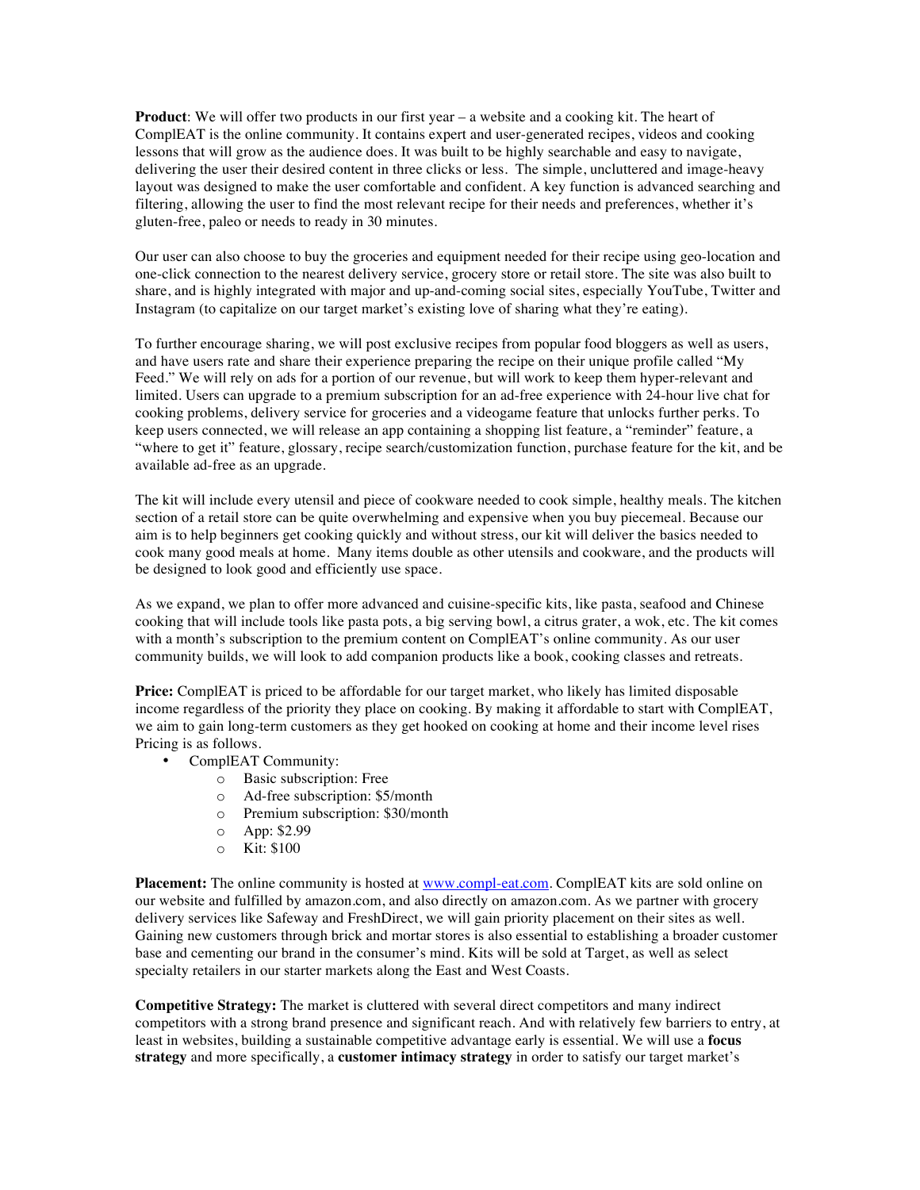**Product**: We will offer two products in our first year – a website and a cooking kit. The heart of ComplEAT is the online community. It contains expert and user-generated recipes, videos and cooking lessons that will grow as the audience does. It was built to be highly searchable and easy to navigate, delivering the user their desired content in three clicks or less. The simple, uncluttered and image-heavy layout was designed to make the user comfortable and confident. A key function is advanced searching and filtering, allowing the user to find the most relevant recipe for their needs and preferences, whether it's gluten-free, paleo or needs to ready in 30 minutes.

Our user can also choose to buy the groceries and equipment needed for their recipe using geo-location and one-click connection to the nearest delivery service, grocery store or retail store. The site was also built to share, and is highly integrated with major and up-and-coming social sites, especially YouTube, Twitter and Instagram (to capitalize on our target market's existing love of sharing what they're eating).

To further encourage sharing, we will post exclusive recipes from popular food bloggers as well as users, and have users rate and share their experience preparing the recipe on their unique profile called "My Feed." We will rely on ads for a portion of our revenue, but will work to keep them hyper-relevant and limited. Users can upgrade to a premium subscription for an ad-free experience with 24-hour live chat for cooking problems, delivery service for groceries and a videogame feature that unlocks further perks. To keep users connected, we will release an app containing a shopping list feature, a "reminder" feature, a "where to get it" feature, glossary, recipe search/customization function, purchase feature for the kit, and be available ad-free as an upgrade.

The kit will include every utensil and piece of cookware needed to cook simple, healthy meals. The kitchen section of a retail store can be quite overwhelming and expensive when you buy piecemeal. Because our aim is to help beginners get cooking quickly and without stress, our kit will deliver the basics needed to cook many good meals at home. Many items double as other utensils and cookware, and the products will be designed to look good and efficiently use space.

As we expand, we plan to offer more advanced and cuisine-specific kits, like pasta, seafood and Chinese cooking that will include tools like pasta pots, a big serving bowl, a citrus grater, a wok, etc. The kit comes with a month's subscription to the premium content on ComplEAT's online community. As our user community builds, we will look to add companion products like a book, cooking classes and retreats.

**Price:** ComplEAT is priced to be affordable for our target market, who likely has limited disposable income regardless of the priority they place on cooking. By making it affordable to start with ComplEAT, we aim to gain long-term customers as they get hooked on cooking at home and their income level rises Pricing is as follows.

- ComplEAT Community:
  - Basic subscription: Free
  - Ad-free subscription: $5/month
  - Premium subscription: $30/month
  - App: $2.99
  - Kit: $100

**Placement:** The online community is hosted at www.compl-eat.com. ComplEAT kits are sold online on our website and fulfilled by amazon.com, and also directly on amazon.com. As we partner with grocery delivery services like Safeway and FreshDirect, we will gain priority placement on their sites as well. Gaining new customers through brick and mortar stores is also essential to establishing a broader customer base and cementing our brand in the consumer's mind. Kits will be sold at Target, as well as select specialty retailers in our starter markets along the East and West Coasts.

**Competitive Strategy:** The market is cluttered with several direct competitors and many indirect competitors with a strong brand presence and significant reach. And with relatively few barriers to entry, at least in websites, building a sustainable competitive advantage early is essential. We will use a **focus strategy** and more specifically, a **customer intimacy strategy** in order to satisfy our target market's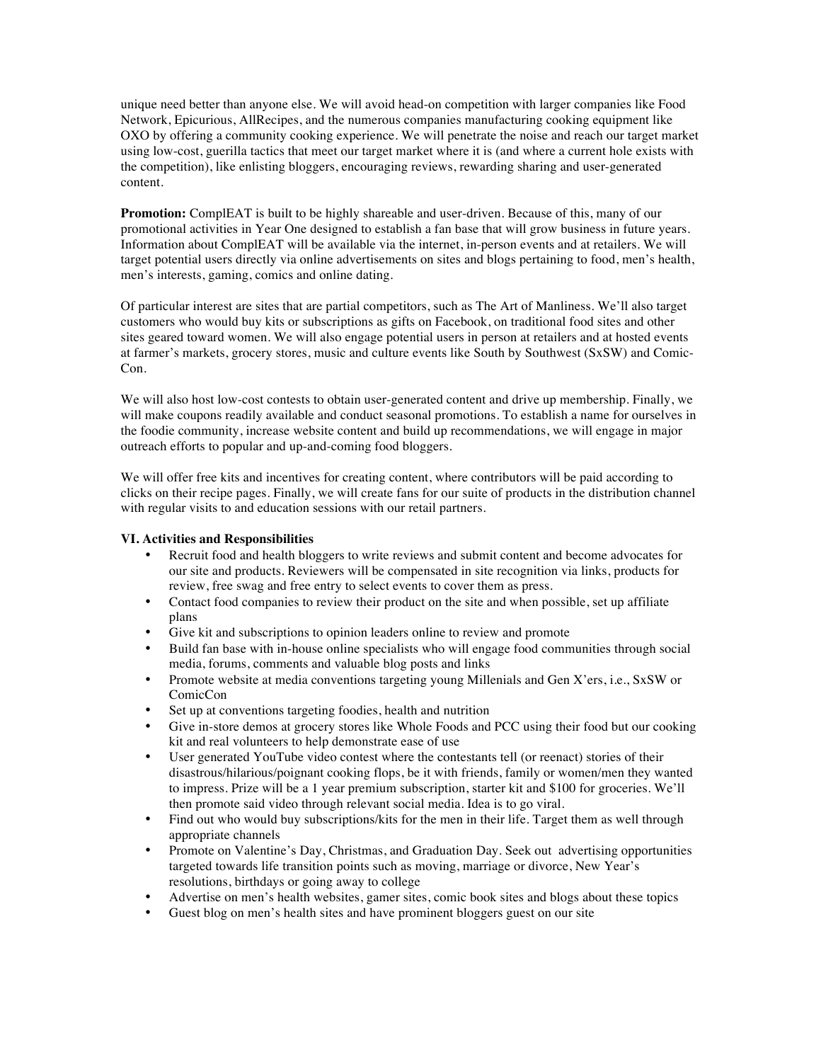unique need better than anyone else. We will avoid head-on competition with larger companies like Food Network, Epicurious, AllRecipes, and the numerous companies manufacturing cooking equipment like OXO by offering a community cooking experience. We will penetrate the noise and reach our target market using low-cost, guerilla tactics that meet our target market where it is (and where a current hole exists with the competition), like enlisting bloggers, encouraging reviews, rewarding sharing and user-generated content.

**Promotion:** ComplEAT is built to be highly shareable and user-driven. Because of this, many of our promotional activities in Year One designed to establish a fan base that will grow business in future years. Information about ComplEAT will be available via the internet, in-person events and at retailers. We will target potential users directly via online advertisements on sites and blogs pertaining to food, men's health, men's interests, gaming, comics and online dating.

Of particular interest are sites that are partial competitors, such as The Art of Manliness. We'll also target customers who would buy kits or subscriptions as gifts on Facebook, on traditional food sites and other sites geared toward women. We will also engage potential users in person at retailers and at hosted events at farmer's markets, grocery stores, music and culture events like South by Southwest (SxSW) and Comic-Con.

We will also host low-cost contests to obtain user-generated content and drive up membership. Finally, we will make coupons readily available and conduct seasonal promotions. To establish a name for ourselves in the foodie community, increase website content and build up recommendations, we will engage in major outreach efforts to popular and up-and-coming food bloggers.

We will offer free kits and incentives for creating content, where contributors will be paid according to clicks on their recipe pages. Finally, we will create fans for our suite of products in the distribution channel with regular visits to and education sessions with our retail partners.

### VI. Activities and Responsibilities

- Recruit food and health bloggers to write reviews and submit content and become advocates for our site and products. Reviewers will be compensated in site recognition via links, products for review, free swag and free entry to select events to cover them as press.
- Contact food companies to review their product on the site and when possible, set up affiliate plans
- Give kit and subscriptions to opinion leaders online to review and promote
- Build fan base with in-house online specialists who will engage food communities through social media, forums, comments and valuable blog posts and links
- Promote website at media conventions targeting young Millenials and Gen X'ers, i.e., SxSW or ComicCon
- Set up at conventions targeting foodies, health and nutrition
- Give in-store demos at grocery stores like Whole Foods and PCC using their food but our cooking kit and real volunteers to help demonstrate ease of use
- User generated YouTube video contest where the contestants tell (or reenact) stories of their disastrous/hilarious/poignant cooking flops, be it with friends, family or women/men they wanted to impress. Prize will be a 1 year premium subscription, starter kit and $100 for groceries. We'll then promote said video through relevant social media. Idea is to go viral.
- Find out who would buy subscriptions/kits for the men in their life. Target them as well through appropriate channels
- Promote on Valentine's Day, Christmas, and Graduation Day. Seek out advertising opportunities targeted towards life transition points such as moving, marriage or divorce, New Year's resolutions, birthdays or going away to college
- Advertise on men's health websites, gamer sites, comic book sites and blogs about these topics
- Guest blog on men's health sites and have prominent bloggers guest on our site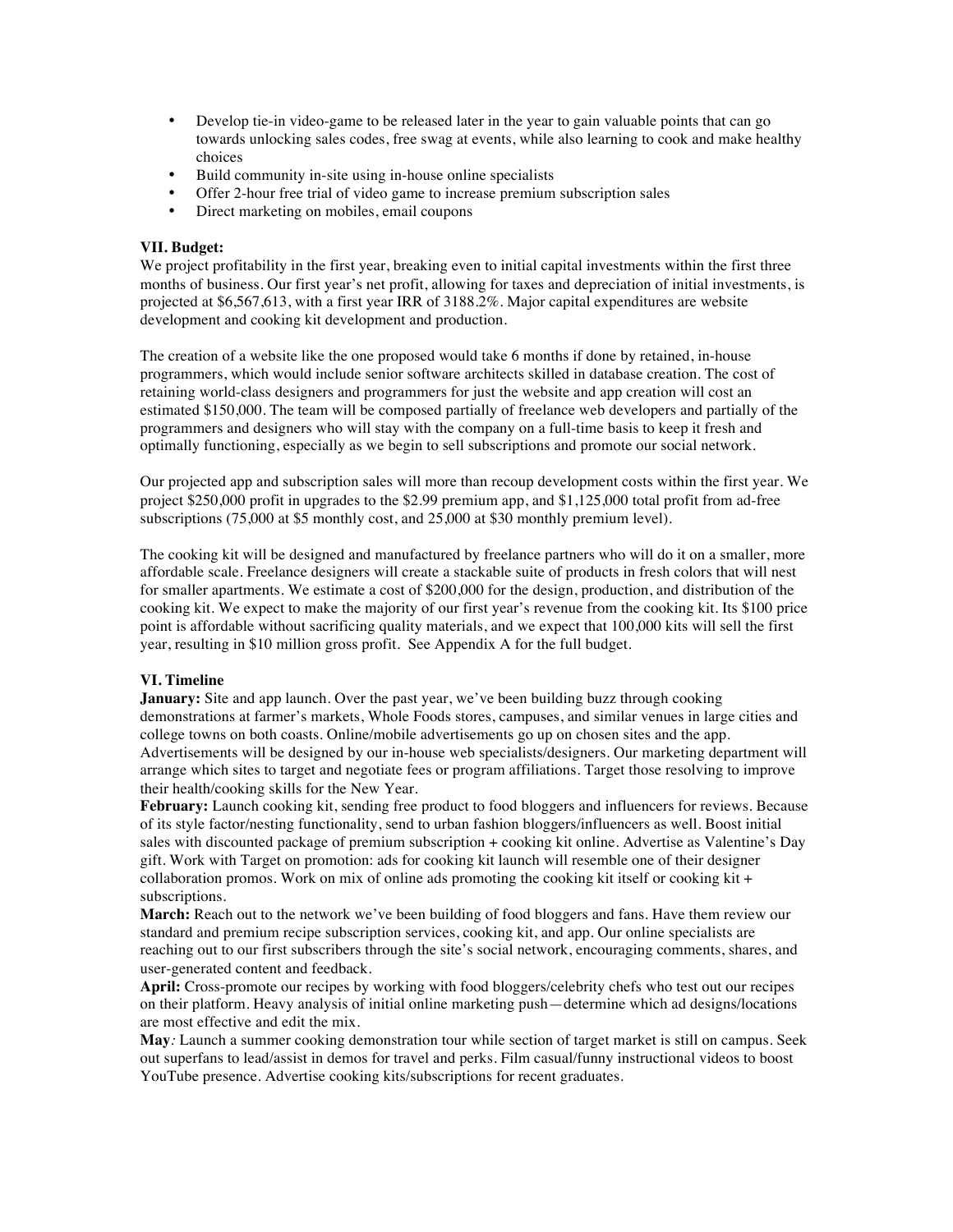- Develop tie-in video-game to be released later in the year to gain valuable points that can go towards unlocking sales codes, free swag at events, while also learning to cook and make healthy choices
- Build community in-site using in-house online specialists
- Offer 2-hour free trial of video game to increase premium subscription sales
- Direct marketing on mobiles, email coupons

**VII. Budget:**

We project profitability in the first year, breaking even to initial capital investments within the first three months of business. Our first year's net profit, allowing for taxes and depreciation of initial investments, is projected at $6,567,613, with a first year IRR of 3188.2%. Major capital expenditures are website development and cooking kit development and production.

The creation of a website like the one proposed would take 6 months if done by retained, in-house programmers, which would include senior software architects skilled in database creation. The cost of retaining world-class designers and programmers for just the website and app creation will cost an estimated $150,000. The team will be composed partially of freelance web developers and partially of the programmers and designers who will stay with the company on a full-time basis to keep it fresh and optimally functioning, especially as we begin to sell subscriptions and promote our social network.

Our projected app and subscription sales will more than recoup development costs within the first year. We project $250,000 profit in upgrades to the $2.99 premium app, and $1,125,000 total profit from ad-free subscriptions (75,000 at $5 monthly cost, and 25,000 at $30 monthly premium level).

The cooking kit will be designed and manufactured by freelance partners who will do it on a smaller, more affordable scale. Freelance designers will create a stackable suite of products in fresh colors that will nest for smaller apartments. We estimate a cost of $200,000 for the design, production, and distribution of the cooking kit. We expect to make the majority of our first year's revenue from the cooking kit. Its $100 price point is affordable without sacrificing quality materials, and we expect that 100,000 kits will sell the first year, resulting in $10 million gross profit. See Appendix A for the full budget.

**VI. Timeline**

**January:** Site and app launch. Over the past year, we've been building buzz through cooking demonstrations at farmer's markets, Whole Foods stores, campuses, and similar venues in large cities and college towns on both coasts. Online/mobile advertisements go up on chosen sites and the app. Advertisements will be designed by our in-house web specialists/designers. Our marketing department will arrange which sites to target and negotiate fees or program affiliations. Target those resolving to improve their health/cooking skills for the New Year.

**February:** Launch cooking kit, sending free product to food bloggers and influencers for reviews. Because of its style factor/nesting functionality, send to urban fashion bloggers/influencers as well. Boost initial sales with discounted package of premium subscription + cooking kit online. Advertise as Valentine's Day gift. Work with Target on promotion: ads for cooking kit launch will resemble one of their designer collaboration promos. Work on mix of online ads promoting the cooking kit itself or cooking kit + subscriptions.

**March:** Reach out to the network we've been building of food bloggers and fans. Have them review our standard and premium recipe subscription services, cooking kit, and app. Our online specialists are reaching out to our first subscribers through the site's social network, encouraging comments, shares, and user-generated content and feedback.

**April:** Cross-promote our recipes by working with food bloggers/celebrity chefs who test out our recipes on their platform. Heavy analysis of initial online marketing push—determine which ad designs/locations are most effective and edit the mix.

**May***:* Launch a summer cooking demonstration tour while section of target market is still on campus. Seek out superfans to lead/assist in demos for travel and perks. Film casual/funny instructional videos to boost YouTube presence. Advertise cooking kits/subscriptions for recent graduates.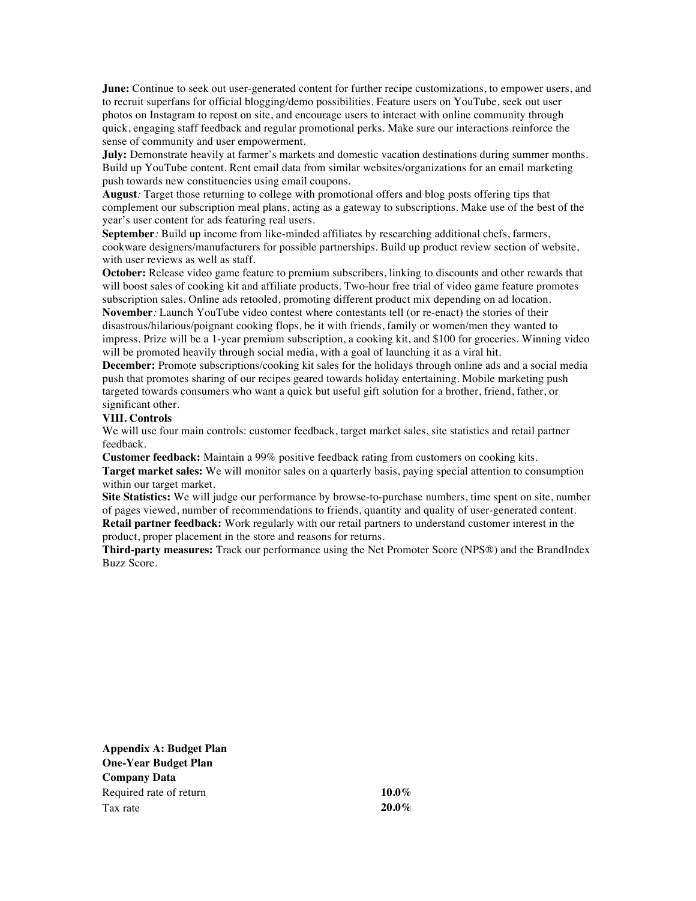**June:** Continue to seek out user-generated content for further recipe customizations, to empower users, and to recruit superfans for official blogging/demo possibilities. Feature users on YouTube, seek out user photos on Instagram to repost on site, and encourage users to interact with online community through quick, engaging staff feedback and regular promotional perks. Make sure our interactions reinforce the sense of community and user empowerment.

**July:** Demonstrate heavily at farmer's markets and domestic vacation destinations during summer months. Build up YouTube content. Rent email data from similar websites/organizations for an email marketing push towards new constituencies using email coupons.

**August***:* Target those returning to college with promotional offers and blog posts offering tips that complement our subscription meal plans, acting as a gateway to subscriptions. Make use of the best of the year's user content for ads featuring real users.

**September***:* Build up income from like-minded affiliates by researching additional chefs, farmers, cookware designers/manufacturers for possible partnerships. Build up product review section of website, with user reviews as well as staff.

**October:** Release video game feature to premium subscribers, linking to discounts and other rewards that will boost sales of cooking kit and affiliate products. Two-hour free trial of video game feature promotes subscription sales. Online ads retooled, promoting different product mix depending on ad location.

**November***:* Launch YouTube video contest where contestants tell (or re-enact) the stories of their disastrous/hilarious/poignant cooking flops, be it with friends, family or women/men they wanted to impress. Prize will be a 1-year premium subscription, a cooking kit, and $100 for groceries. Winning video will be promoted heavily through social media, with a goal of launching it as a viral hit.

**December:** Promote subscriptions/cooking kit sales for the holidays through online ads and a social media push that promotes sharing of our recipes geared towards holiday entertaining. Mobile marketing push targeted towards consumers who want a quick but useful gift solution for a brother, friend, father, or significant other.

**VIII. Controls**

We will use four main controls: customer feedback, target market sales, site statistics and retail partner feedback.

**Customer feedback:** Maintain a 99% positive feedback rating from customers on cooking kits.

**Target market sales:** We will monitor sales on a quarterly basis, paying special attention to consumption within our target market.

**Site Statistics:** We will judge our performance by browse-to-purchase numbers, time spent on site, number of pages viewed, number of recommendations to friends, quantity and quality of user-generated content.

**Retail partner feedback:** Work regularly with our retail partners to understand customer interest in the product, proper placement in the store and reasons for returns.

**Third-party measures:** Track our performance using the Net Promoter Score (NPS®) and the BrandIndex Buzz Score.

**Appendix A: Budget Plan**

**One-Year Budget Plan**

**Company Data**

| | |
|---|---|
| Required rate of return | **10.0%** |
| Tax rate | **20.0%** |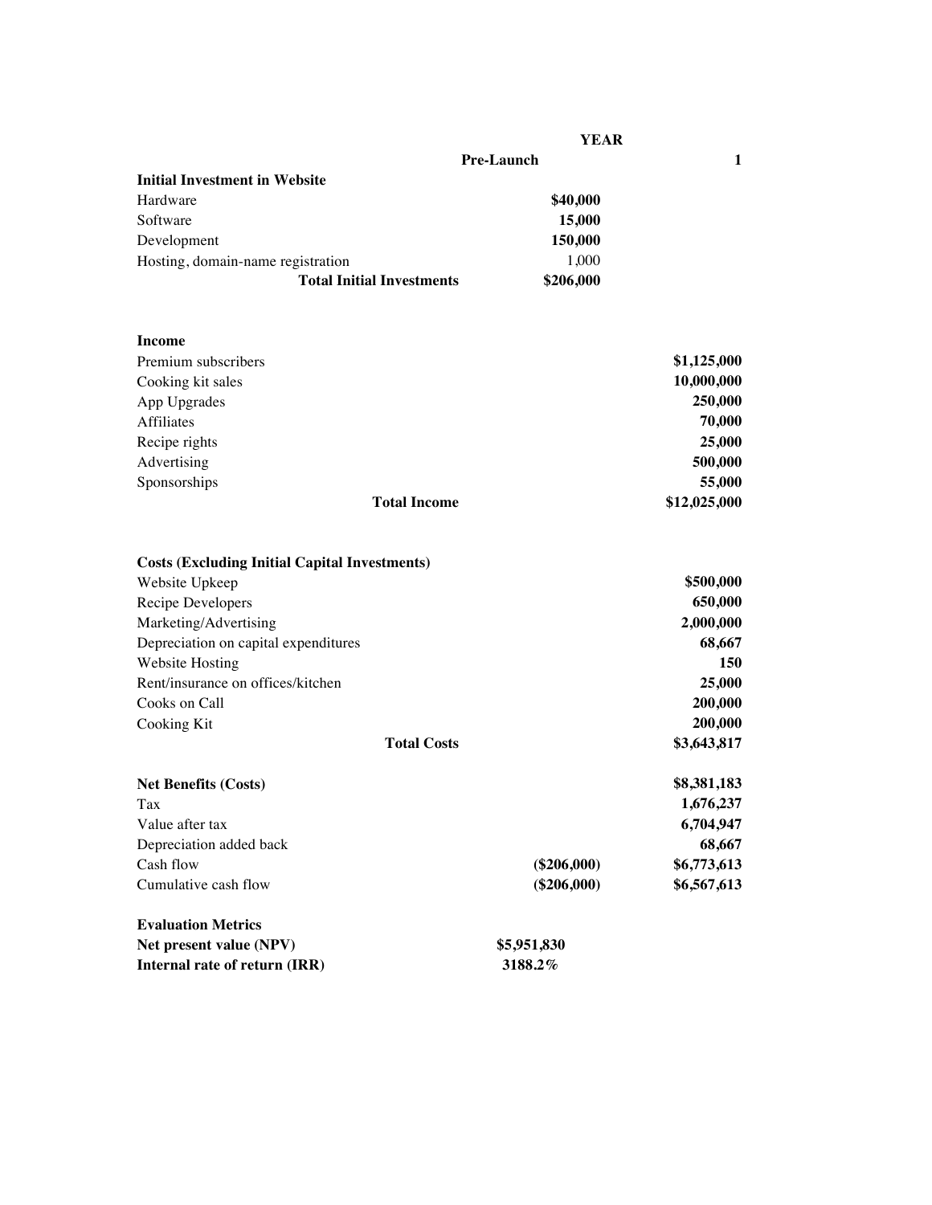| | YEAR | |
|---|---|---|
| | **Pre-Launch** | **1** |
| **Initial Investment in Website** | | |
| Hardware | **$40,000** | |
| Software | **15,000** | |
| Development | **150,000** | |
| Hosting, domain-name registration | 1,000 | |
| **Total Initial Investments** | **$206,000** | |
| | | |
| **Income** | | |
| Premium subscribers | | **$1,125,000** |
| Cooking kit sales | | **10,000,000** |
| App Upgrades | | **250,000** |
| Affiliates | | **70,000** |
| Recipe rights | | **25,000** |
| Advertising | | **500,000** |
| Sponsorships | | **55,000** |
| **Total Income** | | **$12,025,000** |
| | | |
| **Costs (Excluding Initial Capital Investments)** | | |
| Website Upkeep | | **$500,000** |
| Recipe Developers | | **650,000** |
| Marketing/Advertising | | **2,000,000** |
| Depreciation on capital expenditures | | **68,667** |
| Website Hosting | | **150** |
| Rent/insurance on offices/kitchen | | **25,000** |
| Cooks on Call | | **200,000** |
| Cooking Kit | | **200,000** |
| **Total Costs** | | **$3,643,817** |
| | | |
| **Net Benefits (Costs)** | | **$8,381,183** |
| Tax | | **1,676,237** |
| Value after tax | | **6,704,947** |
| Depreciation added back | | **68,667** |
| Cash flow | **($206,000)** | **$6,773,613** |
| Cumulative cash flow | **($206,000)** | **$6,567,613** |

| | |
|---|---|
| **Evaluation Metrics** | |
| **Net present value (NPV)** | **$5,951,830** |
| **Internal rate of return (IRR)** | **3188.2%** |